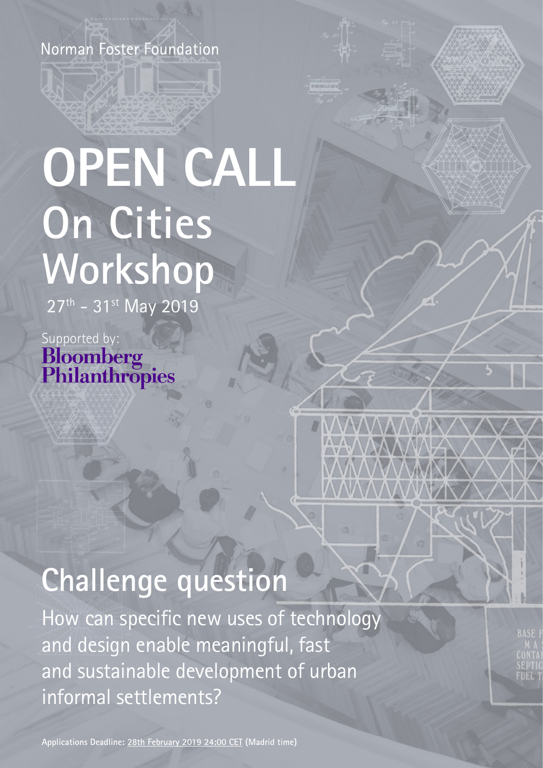Norman Foster Foundation

# OPEN CALL

# On Cities Workshop

27th - 31st May 2019

Supported by:
**Bloomberg Philanthropies**

## Challenge question

How can specific new uses of technology and design enable meaningful, fast and sustainable development of urban informal settlements?

**Applications Deadline:** **28th February 2019 24:00 CET** **(Madrid time)**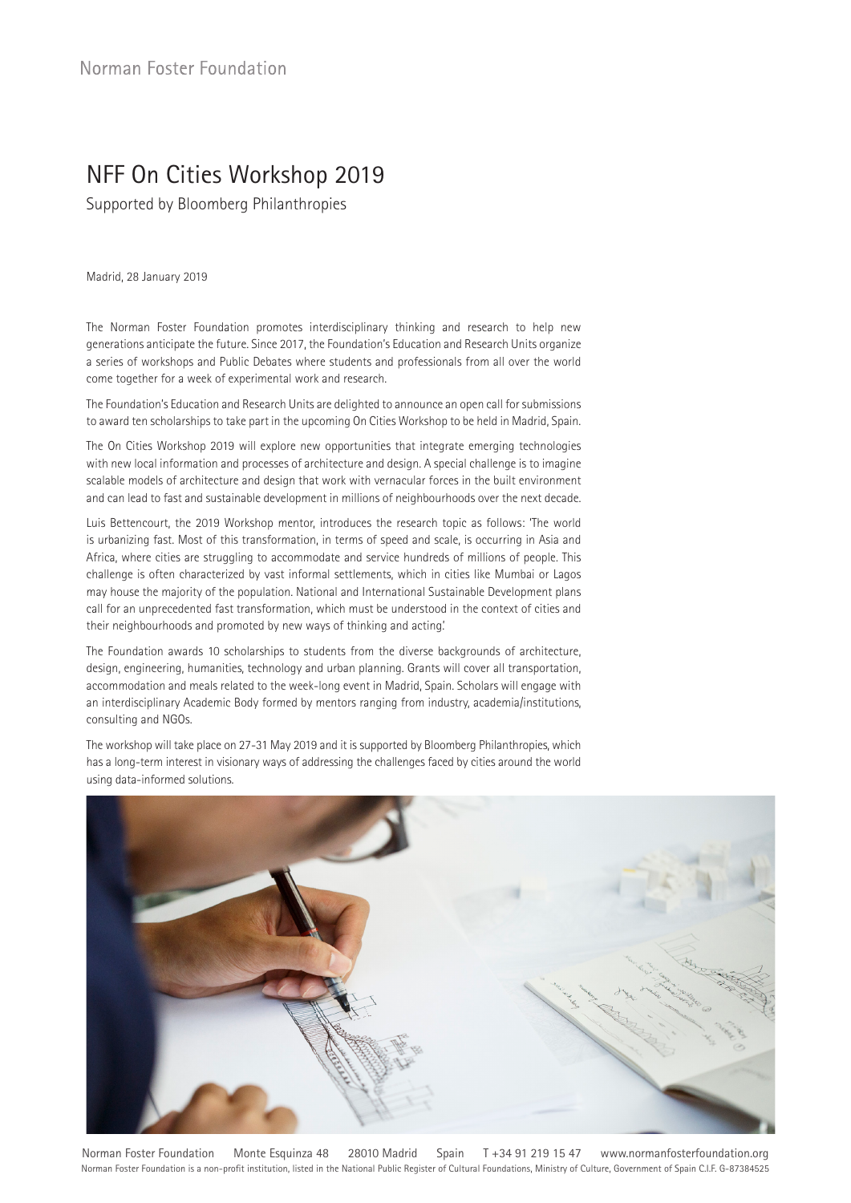Norman Foster Foundation

# NFF On Cities Workshop 2019

Supported by Bloomberg Philanthropies

Madrid, 28 January 2019

The Norman Foster Foundation promotes interdisciplinary thinking and research to help new generations anticipate the future. Since 2017, the Foundation's Education and Research Units organize a series of workshops and Public Debates where students and professionals from all over the world come together for a week of experimental work and research.

The Foundation's Education and Research Units are delighted to announce an open call for submissions to award ten scholarships to take part in the upcoming On Cities Workshop to be held in Madrid, Spain.

The On Cities Workshop 2019 will explore new opportunities that integrate emerging technologies with new local information and processes of architecture and design. A special challenge is to imagine scalable models of architecture and design that work with vernacular forces in the built environment and can lead to fast and sustainable development in millions of neighbourhoods over the next decade.

Luis Bettencourt, the 2019 Workshop mentor, introduces the research topic as follows: 'The world is urbanizing fast. Most of this transformation, in terms of speed and scale, is occurring in Asia and Africa, where cities are struggling to accommodate and service hundreds of millions of people. This challenge is often characterized by vast informal settlements, which in cities like Mumbai or Lagos may house the majority of the population. National and International Sustainable Development plans call for an unprecedented fast transformation, which must be understood in the context of cities and their neighbourhoods and promoted by new ways of thinking and acting.'

The Foundation awards 10 scholarships to students from the diverse backgrounds of architecture, design, engineering, humanities, technology and urban planning. Grants will cover all transportation, accommodation and meals related to the week-long event in Madrid, Spain. Scholars will engage with an interdisciplinary Academic Body formed by mentors ranging from industry, academia/institutions, consulting and NGOs.

The workshop will take place on 27-31 May 2019 and it is supported by Bloomberg Philanthropies, which has a long-term interest in visionary ways of addressing the challenges faced by cities around the world using data-informed solutions.

Norman Foster Foundation Monte Esquinza 48 28010 Madrid Spain T +34 91 219 15 47 www.normanfosterfoundation.org

Norman Foster Foundation is a non-profit institution, listed in the National Public Register of Cultural Foundations, Ministry of Culture, Government of Spain C.I.F. G-87384525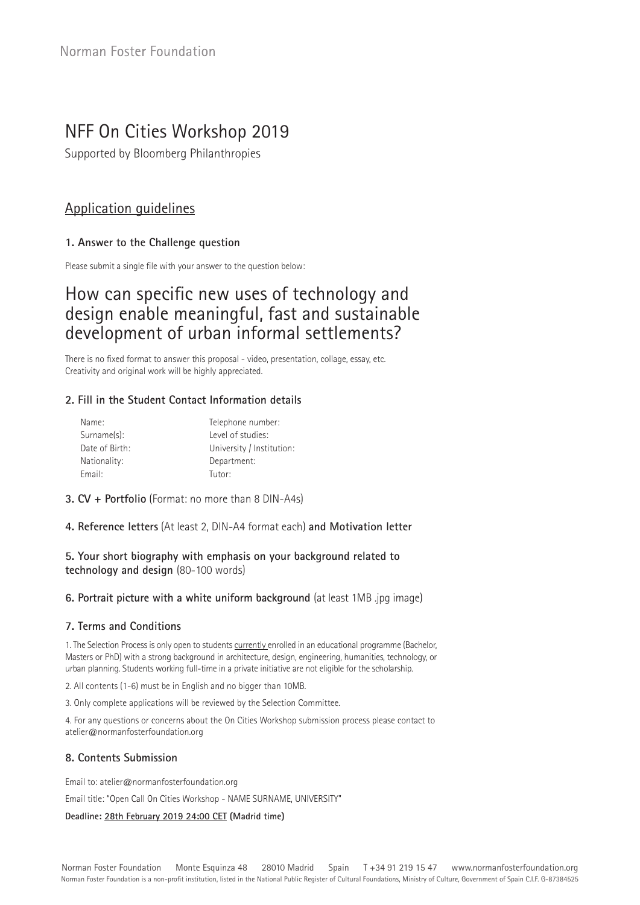Norman Foster Foundation

# NFF On Cities Workshop 2019

Supported by Bloomberg Philanthropies

## Application guidelines

### 1. Answer to the Challenge question

Please submit a single file with your answer to the question below:

## How can specific new uses of technology and design enable meaningful, fast and sustainable development of urban informal settlements?

There is no fixed format to answer this proposal - video, presentation, collage, essay, etc.
Creativity and original work will be highly appreciated.

### 2. Fill in the Student Contact Information details

| | |
|---|---|
| Name: | Telephone number: |
| Surname(s): | Level of studies: |
| Date of Birth: | University / Institution: |
| Nationality: | Department: |
| Email: | Tutor: |

**3. CV + Portfolio** (Format: no more than 8 DIN-A4s)

**4. Reference letters** (At least 2, DIN-A4 format each) **and Motivation letter**

**5. Your short biography with emphasis on your background related to technology and design** (80-100 words)

**6. Portrait picture with a white uniform background** (at least 1MB .jpg image)

### 7. Terms and Conditions

1. The Selection Process is only open to students currently enrolled in an educational programme (Bachelor, Masters or PhD) with a strong background in architecture, design, engineering, humanities, technology, or urban planning. Students working full-time in a private initiative are not eligible for the scholarship.

2. All contents (1-6) must be in English and no bigger than 10MB.

3. Only complete applications will be reviewed by the Selection Committee.

4. For any questions or concerns about the On Cities Workshop submission process please contact to atelier@normanfosterfoundation.org

### 8. Contents Submission

Email to: atelier@normanfosterfoundation.org

Email title: "Open Call On Cities Workshop - NAME SURNAME, UNIVERSITY"

**Deadline: 28th February 2019 24:00 CET (Madrid time)**

Norman Foster Foundation Monte Esquinza 48 28010 Madrid Spain T +34 91 219 15 47 www.normanfosterfoundation.org
Norman Foster Foundation is a non-profit institution, listed in the National Public Register of Cultural Foundations, Ministry of Culture, Government of Spain C.I.F. G-87384525